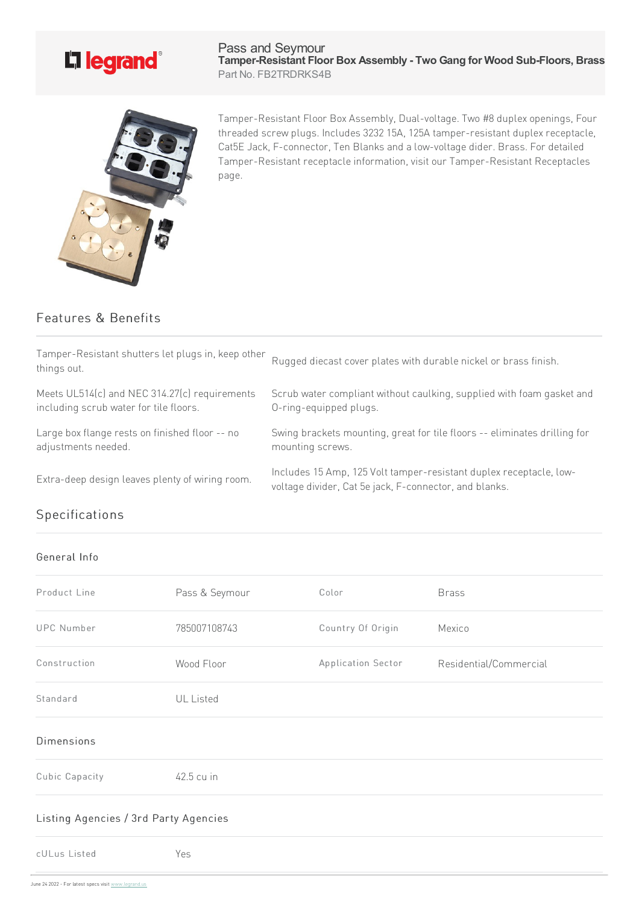Pass and Seymour

**Tamper-Resistant Floor Box Assembly - Two Gang for Wood Sub-Floors, Brass**

Part No. FB2TRDRKS4B

Tamper-Resistant Floor Box Assembly, Dual-voltage. Two #8 duplex openings, Four threaded screw plugs. Includes 3232 15A, 125A tamper-resistant duplex receptacle, Cat5E Jack, F-connector, Ten Blanks and a low-voltage dider. Brass. For detailed Tamper-Resistant receptacle information, visit our Tamper-Resistant Receptacles page.

## Features & Benefits

- Tamper-Resistant shutters let plugs in, keep other things out.
- Rugged diecast cover plates with durable nickel or brass finish.
- Meets UL514(c) and NEC 314.27(c) requirements including scrub water for tile floors.
- Scrub water compliant without caulking, supplied with foam gasket and O-ring-equipped plugs.
- Large box flange rests on finished floor -- no adjustments needed.
- Swing brackets mounting, great for tile floors -- eliminates drilling for mounting screws.
- Extra-deep design leaves plenty of wiring room.
- Includes 15 Amp, 125 Volt tamper-resistant duplex receptacle, low-voltage divider, Cat 5e jack, F-connector, and blanks.

## Specifications

### General Info

| | | | |
|---|---|---|---|
| Product Line | Pass & Seymour | Color | Brass |
| UPC Number | 785007108743 | Country Of Origin | Mexico |
| Construction | Wood Floor | Application Sector | Residential/Commercial |
| Standard | UL Listed | | |

### Dimensions

| | |
|---|---|
| Cubic Capacity | 42.5 cu in |

### Listing Agencies / 3rd Party Agencies

| | |
|---|---|
| cULus Listed | Yes |

June 24 2022 - For latest specs visit www.legrand.us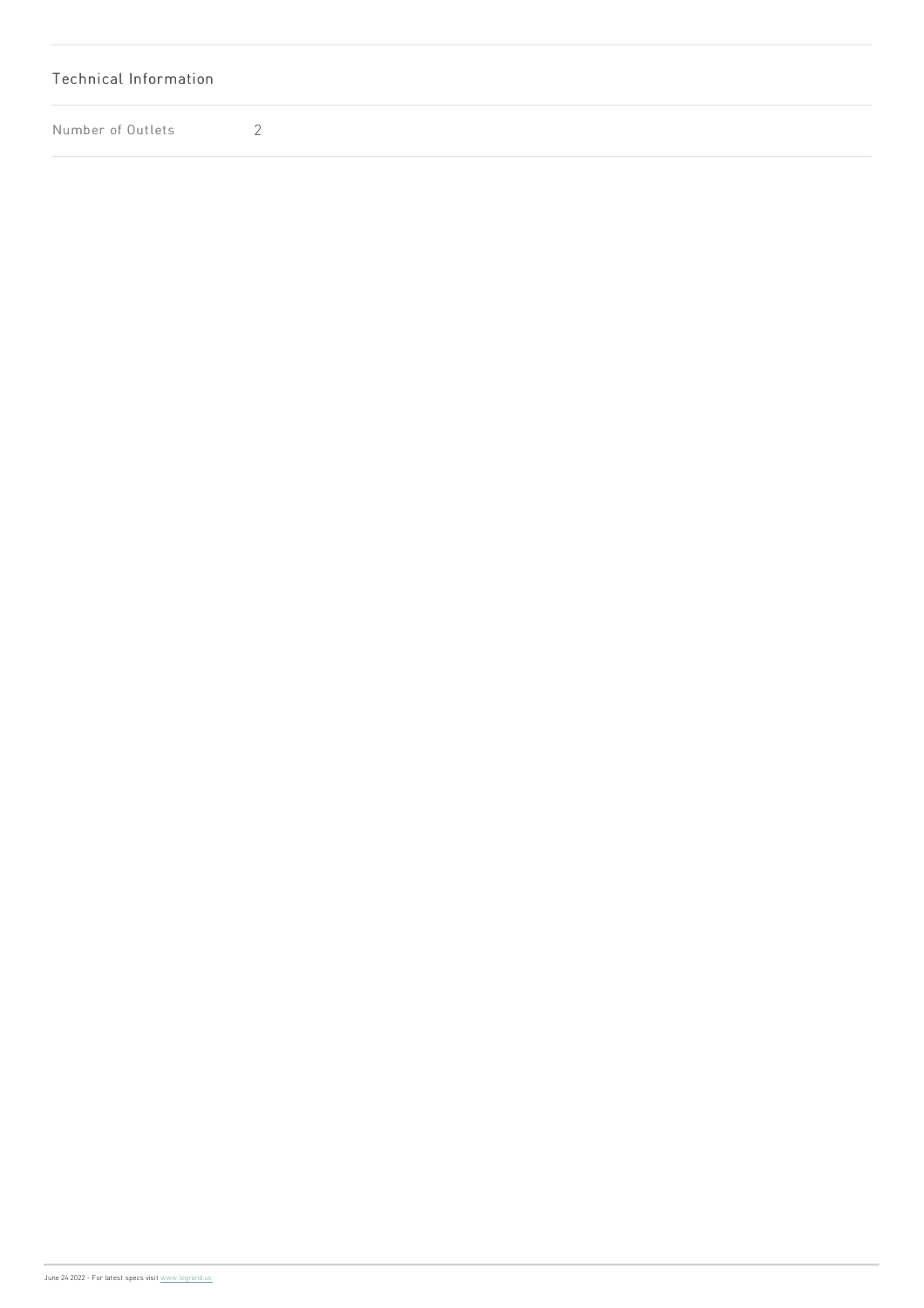## Technical Information

| | |
|---|---|
| Number of Outlets | 2 |